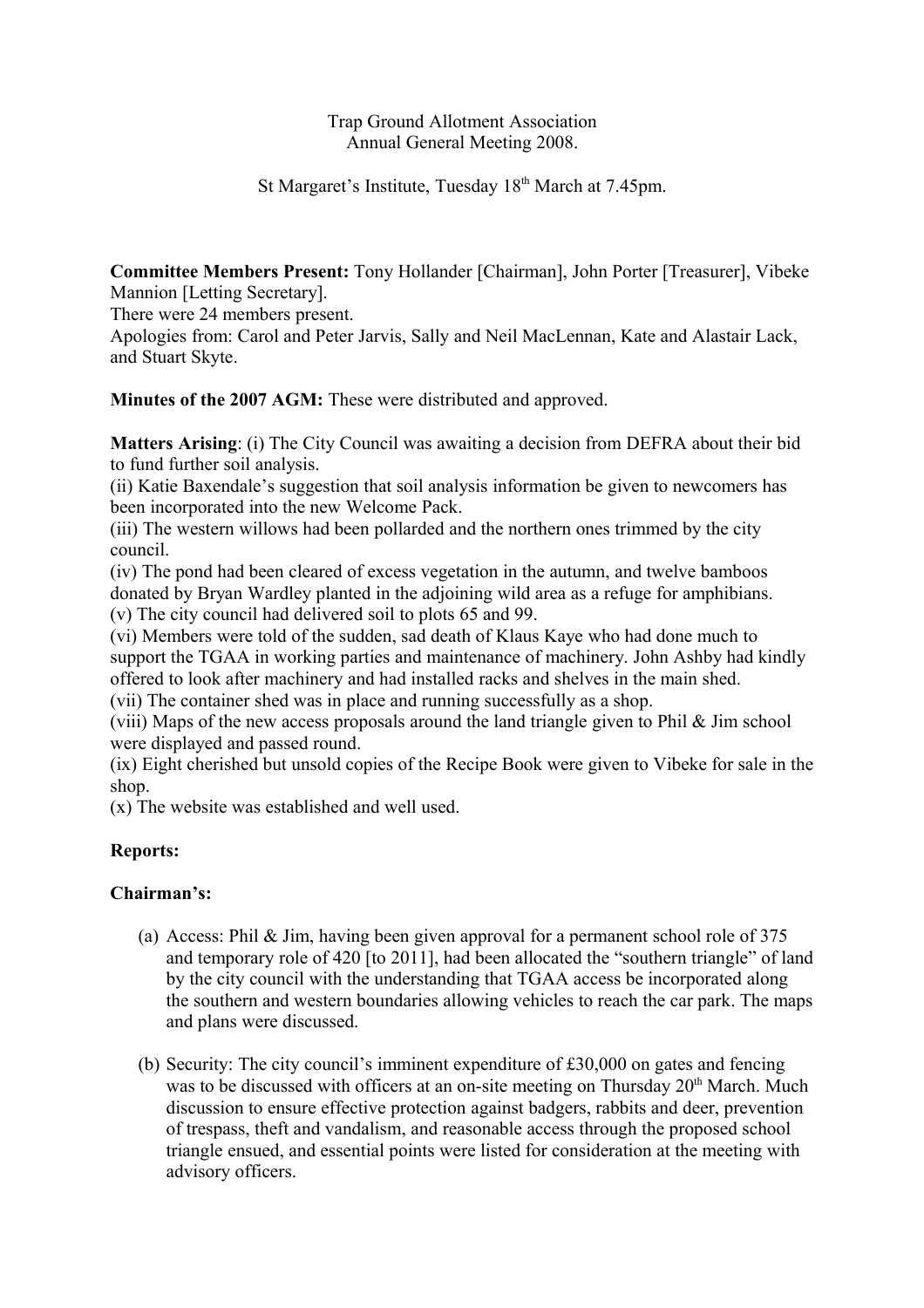Trap Ground Allotment Association
Annual General Meeting 2008.

St Margaret's Institute, Tuesday 18th March at 7.45pm.

**Committee Members Present:** Tony Hollander [Chairman], John Porter [Treasurer], Vibeke Mannion [Letting Secretary].
There were 24 members present.
Apologies from: Carol and Peter Jarvis, Sally and Neil MacLennan, Kate and Alastair Lack, and Stuart Skyte.

**Minutes of the 2007 AGM:** These were distributed and approved.

**Matters Arising**: (i) The City Council was awaiting a decision from DEFRA about their bid to fund further soil analysis.
(ii) Katie Baxendale's suggestion that soil analysis information be given to newcomers has been incorporated into the new Welcome Pack.
(iii) The western willows had been pollarded and the northern ones trimmed by the city council.
(iv) The pond had been cleared of excess vegetation in the autumn, and twelve bamboos donated by Bryan Wardley planted in the adjoining wild area as a refuge for amphibians.
(v) The city council had delivered soil to plots 65 and 99.
(vi) Members were told of the sudden, sad death of Klaus Kaye who had done much to support the TGAA in working parties and maintenance of machinery. John Ashby had kindly offered to look after machinery and had installed racks and shelves in the main shed.
(vii) The container shed was in place and running successfully as a shop.
(viii) Maps of the new access proposals around the land triangle given to Phil & Jim school were displayed and passed round.
(ix) Eight cherished but unsold copies of the Recipe Book were given to Vibeke for sale in the shop.
(x) The website was established and well used.

**Reports:**

**Chairman's:**

(a) Access: Phil & Jim, having been given approval for a permanent school role of 375 and temporary role of 420 [to 2011], had been allocated the "southern triangle" of land by the city council with the understanding that TGAA access be incorporated along the southern and western boundaries allowing vehicles to reach the car park. The maps and plans were discussed.

(b) Security: The city council's imminent expenditure of £30,000 on gates and fencing was to be discussed with officers at an on-site meeting on Thursday 20th March. Much discussion to ensure effective protection against badgers, rabbits and deer, prevention of trespass, theft and vandalism, and reasonable access through the proposed school triangle ensued, and essential points were listed for consideration at the meeting with advisory officers.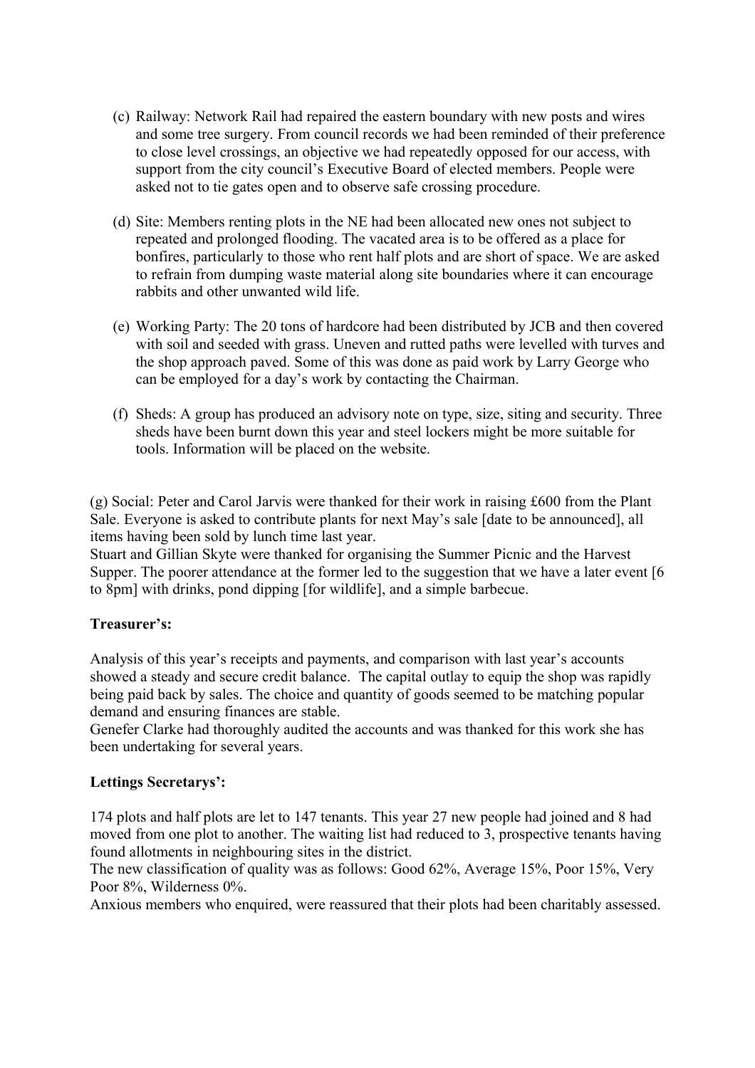(c) Railway: Network Rail had repaired the eastern boundary with new posts and wires and some tree surgery. From council records we had been reminded of their preference to close level crossings, an objective we had repeatedly opposed for our access, with support from the city council's Executive Board of elected members. People were asked not to tie gates open and to observe safe crossing procedure.

(d) Site: Members renting plots in the NE had been allocated new ones not subject to repeated and prolonged flooding. The vacated area is to be offered as a place for bonfires, particularly to those who rent half plots and are short of space. We are asked to refrain from dumping waste material along site boundaries where it can encourage rabbits and other unwanted wild life.

(e) Working Party: The 20 tons of hardcore had been distributed by JCB and then covered with soil and seeded with grass. Uneven and rutted paths were levelled with turves and the shop approach paved. Some of this was done as paid work by Larry George who can be employed for a day's work by contacting the Chairman.

(f) Sheds: A group has produced an advisory note on type, size, siting and security. Three sheds have been burnt down this year and steel lockers might be more suitable for tools. Information will be placed on the website.

(g) Social: Peter and Carol Jarvis were thanked for their work in raising £600 from the Plant Sale. Everyone is asked to contribute plants for next May's sale [date to be announced], all items having been sold by lunch time last year.
Stuart and Gillian Skyte were thanked for organising the Summer Picnic and the Harvest Supper. The poorer attendance at the former led to the suggestion that we have a later event [6 to 8pm] with drinks, pond dipping [for wildlife], and a simple barbecue.

**Treasurer's:**

Analysis of this year's receipts and payments, and comparison with last year's accounts showed a steady and secure credit balance. The capital outlay to equip the shop was rapidly being paid back by sales. The choice and quantity of goods seemed to be matching popular demand and ensuring finances are stable.
Genefer Clarke had thoroughly audited the accounts and was thanked for this work she has been undertaking for several years.

**Lettings Secretarys':**

174 plots and half plots are let to 147 tenants. This year 27 new people had joined and 8 had moved from one plot to another. The waiting list had reduced to 3, prospective tenants having found allotments in neighbouring sites in the district.
The new classification of quality was as follows: Good 62%, Average 15%, Poor 15%, Very Poor 8%, Wilderness 0%.
Anxious members who enquired, were reassured that their plots had been charitably assessed.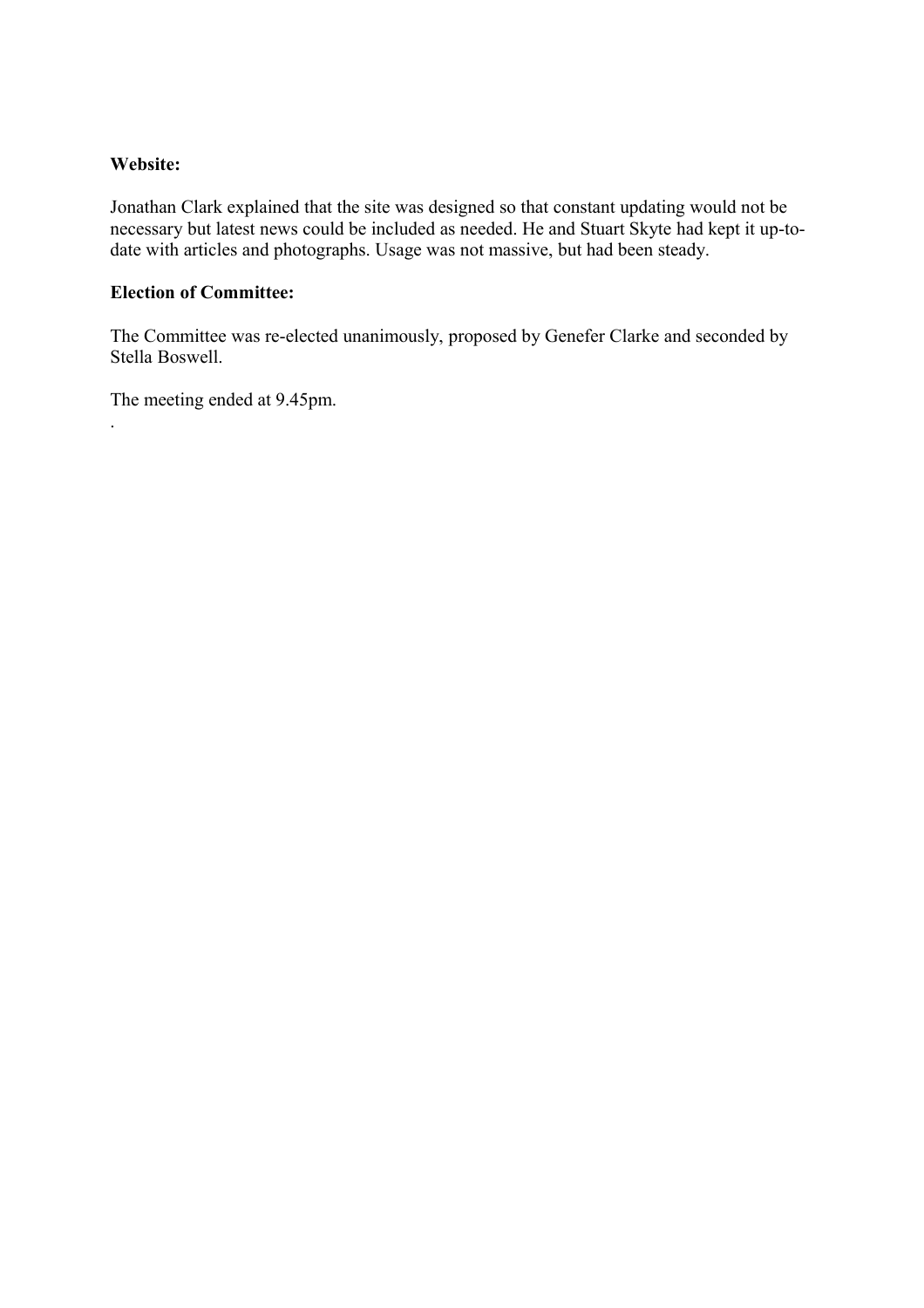**Website:**

Jonathan Clark explained that the site was designed so that constant updating would not be necessary but latest news could be included as needed. He and Stuart Skyte had kept it up-to-date with articles and photographs. Usage was not massive, but had been steady.

**Election of Committee:**

The Committee was re-elected unanimously, proposed by Genefer Clarke and seconded by Stella Boswell.

The meeting ended at 9.45pm.

.